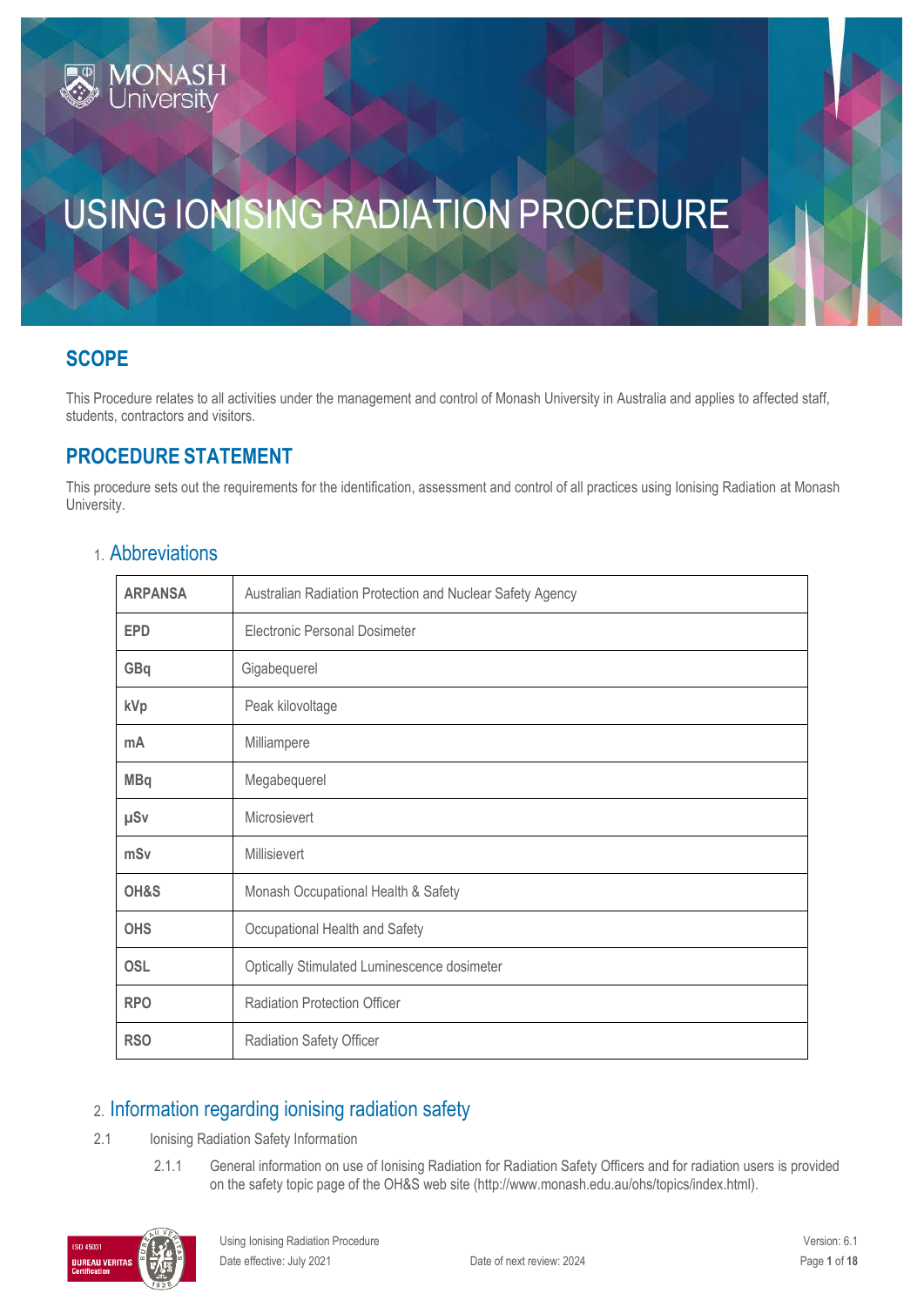# USING IONISING RADIATION PROCEDURE

## SCOPE

This Procedure relates to all activities under the management and control of Monash University in Australia and applies to affected staff, students, contractors and visitors.

## PROCEDURE STATEMENT

This procedure sets out the requirements for the identification, assessment and control of all practices using Ionising Radiation at Monash University.

### 1. Abbreviations

| | |
|---|---|
| **ARPANSA** | Australian Radiation Protection and Nuclear Safety Agency |
| **EPD** | Electronic Personal Dosimeter |
| **GBq** | Gigabequerel |
| **kVp** | Peak kilovoltage |
| **mA** | Milliampere |
| **MBq** | Megabequerel |
| **µSv** | Microsievert |
| **mSv** | Millisievert |
| **OH&S** | Monash Occupational Health & Safety |
| **OHS** | Occupational Health and Safety |
| **OSL** | Optically Stimulated Luminescence dosimeter |
| **RPO** | Radiation Protection Officer |
| **RSO** | Radiation Safety Officer |

### 2. Information regarding ionising radiation safety

2.1 Ionising Radiation Safety Information

2.1.1 General information on use of Ionising Radiation for Radiation Safety Officers and for radiation users is provided on the safety topic page of the OH&S web site (http://www.monash.edu.au/ohs/topics/index.html).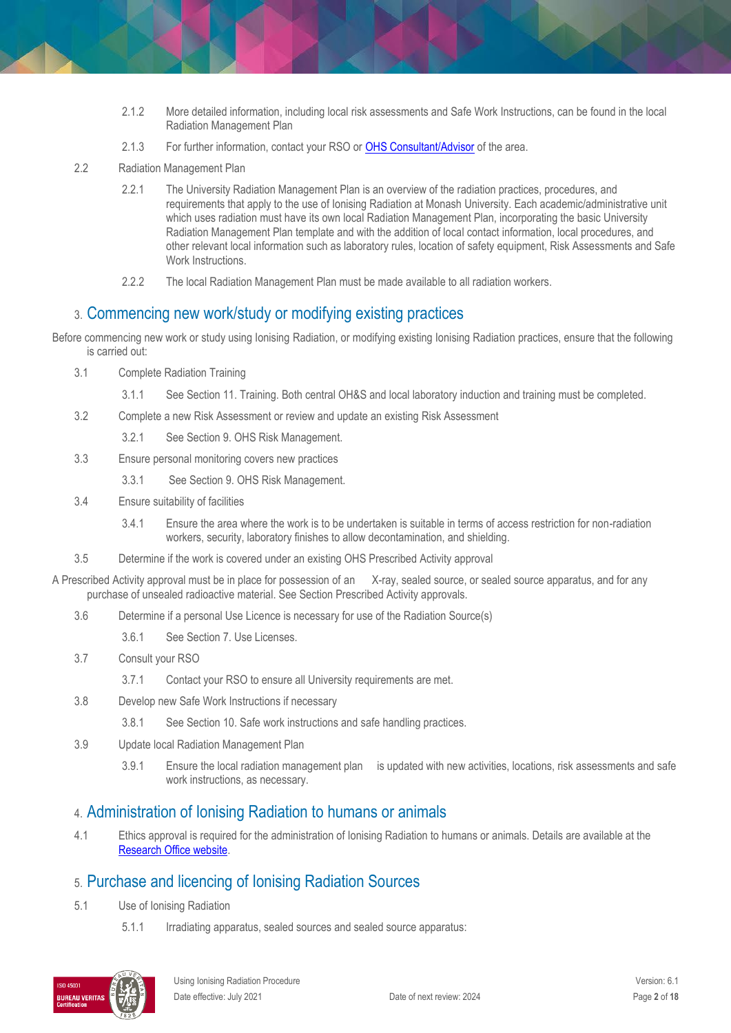2.1.2 More detailed information, including local risk assessments and Safe Work Instructions, can be found in the local Radiation Management Plan

2.1.3 For further information, contact your RSO or [OHS Consultant/Advisor]() of the area.

2.2 Radiation Management Plan

2.2.1 The University Radiation Management Plan is an overview of the radiation practices, procedures, and requirements that apply to the use of Ionising Radiation at Monash University. Each academic/administrative unit which uses radiation must have its own local Radiation Management Plan, incorporating the basic University Radiation Management Plan template and with the addition of local contact information, local procedures, and other relevant local information such as laboratory rules, location of safety equipment, Risk Assessments and Safe Work Instructions.

2.2.2 The local Radiation Management Plan must be made available to all radiation workers.

## 3. Commencing new work/study or modifying existing practices

Before commencing new work or study using Ionising Radiation, or modifying existing Ionising Radiation practices, ensure that the following is carried out:

3.1 Complete Radiation Training

3.1.1 See Section 11. Training. Both central OH&S and local laboratory induction and training must be completed.

3.2 Complete a new Risk Assessment or review and update an existing Risk Assessment

3.2.1 See Section 9. OHS Risk Management.

3.3 Ensure personal monitoring covers new practices

3.3.1 See Section 9. OHS Risk Management.

3.4 Ensure suitability of facilities

3.4.1 Ensure the area where the work is to be undertaken is suitable in terms of access restriction for non-radiation workers, security, laboratory finishes to allow decontamination, and shielding.

3.5 Determine if the work is covered under an existing OHS Prescribed Activity approval

A Prescribed Activity approval must be in place for possession of an X-ray, sealed source, or sealed source apparatus, and for any purchase of unsealed radioactive material. See Section Prescribed Activity approvals.

3.6 Determine if a personal Use Licence is necessary for use of the Radiation Source(s)

3.6.1 See Section 7. Use Licenses.

3.7 Consult your RSO

3.7.1 Contact your RSO to ensure all University requirements are met.

3.8 Develop new Safe Work Instructions if necessary

3.8.1 See Section 10. Safe work instructions and safe handling practices.

3.9 Update local Radiation Management Plan

3.9.1 Ensure the local radiation management plan is updated with new activities, locations, risk assessments and safe work instructions, as necessary.

## 4. Administration of Ionising Radiation to humans or animals

4.1 Ethics approval is required for the administration of Ionising Radiation to humans or animals. Details are available at the [Research Office website]().

## 5. Purchase and licencing of Ionising Radiation Sources

5.1 Use of Ionising Radiation

5.1.1 Irradiating apparatus, sealed sources and sealed source apparatus: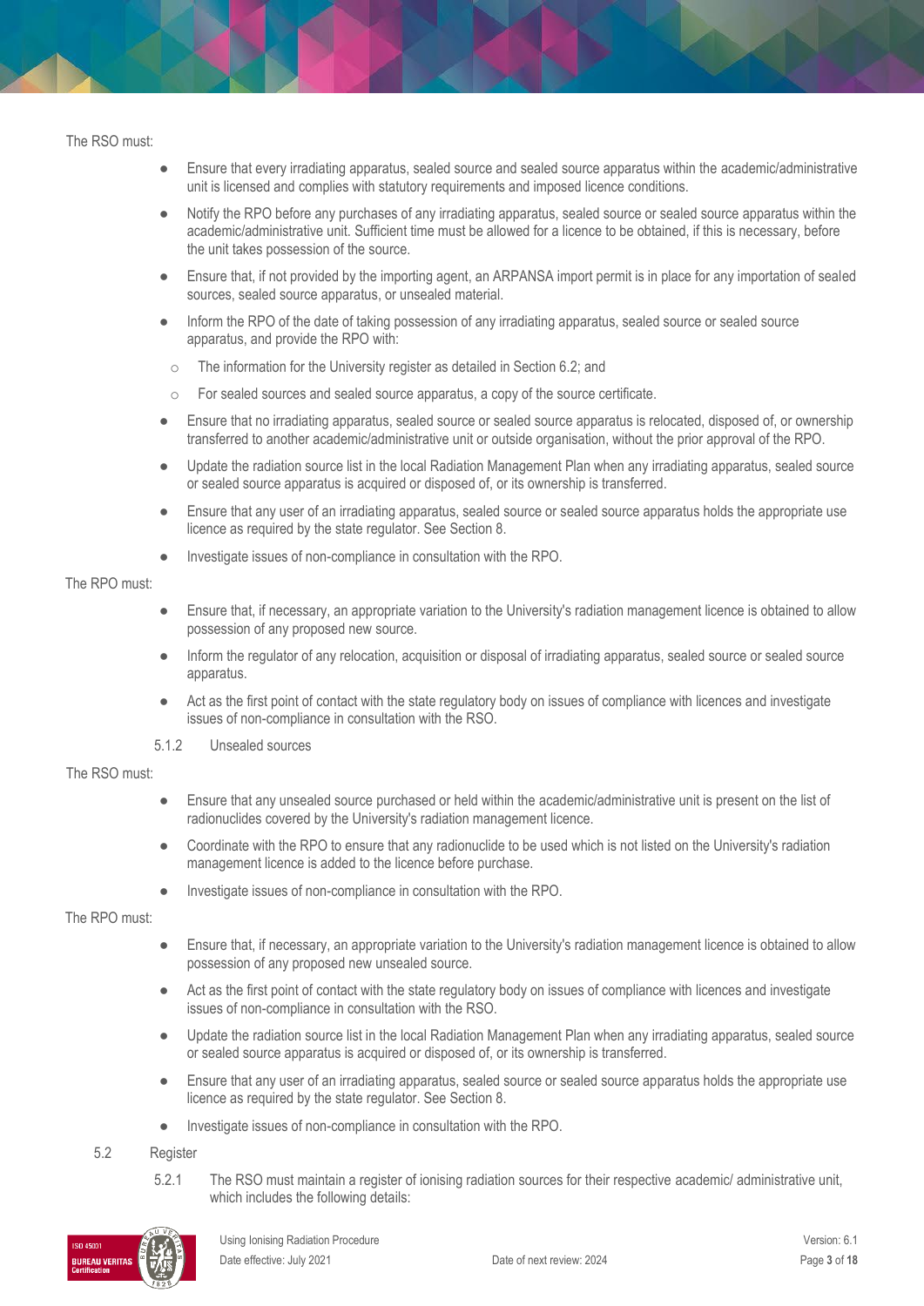The RSO must:

- Ensure that every irradiating apparatus, sealed source and sealed source apparatus within the academic/administrative unit is licensed and complies with statutory requirements and imposed licence conditions.
- Notify the RPO before any purchases of any irradiating apparatus, sealed source or sealed source apparatus within the academic/administrative unit. Sufficient time must be allowed for a licence to be obtained, if this is necessary, before the unit takes possession of the source.
- Ensure that, if not provided by the importing agent, an ARPANSA import permit is in place for any importation of sealed sources, sealed source apparatus, or unsealed material.
- Inform the RPO of the date of taking possession of any irradiating apparatus, sealed source or sealed source apparatus, and provide the RPO with:
  - The information for the University register as detailed in Section 6.2; and
  - For sealed sources and sealed source apparatus, a copy of the source certificate.
- Ensure that no irradiating apparatus, sealed source or sealed source apparatus is relocated, disposed of, or ownership transferred to another academic/administrative unit or outside organisation, without the prior approval of the RPO.
- Update the radiation source list in the local Radiation Management Plan when any irradiating apparatus, sealed source or sealed source apparatus is acquired or disposed of, or its ownership is transferred.
- Ensure that any user of an irradiating apparatus, sealed source or sealed source apparatus holds the appropriate use licence as required by the state regulator. See Section 8.
- Investigate issues of non-compliance in consultation with the RPO.

The RPO must:

- Ensure that, if necessary, an appropriate variation to the University's radiation management licence is obtained to allow possession of any proposed new source.
- Inform the regulator of any relocation, acquisition or disposal of irradiating apparatus, sealed source or sealed source apparatus.
- Act as the first point of contact with the state regulatory body on issues of compliance with licences and investigate issues of non-compliance in consultation with the RSO.

#### 5.1.2 Unsealed sources

The RSO must:

- Ensure that any unsealed source purchased or held within the academic/administrative unit is present on the list of radionuclides covered by the University's radiation management licence.
- Coordinate with the RPO to ensure that any radionuclide to be used which is not listed on the University's radiation management licence is added to the licence before purchase.
- Investigate issues of non-compliance in consultation with the RPO.

The RPO must:

- Ensure that, if necessary, an appropriate variation to the University's radiation management licence is obtained to allow possession of any proposed new unsealed source.
- Act as the first point of contact with the state regulatory body on issues of compliance with licences and investigate issues of non-compliance in consultation with the RSO.
- Update the radiation source list in the local Radiation Management Plan when any irradiating apparatus, sealed source or sealed source apparatus is acquired or disposed of, or its ownership is transferred.
- Ensure that any user of an irradiating apparatus, sealed source or sealed source apparatus holds the appropriate use licence as required by the state regulator. See Section 8.
- Investigate issues of non-compliance in consultation with the RPO.

### 5.2 Register

5.2.1 The RSO must maintain a register of ionising radiation sources for their respective academic/ administrative unit, which includes the following details: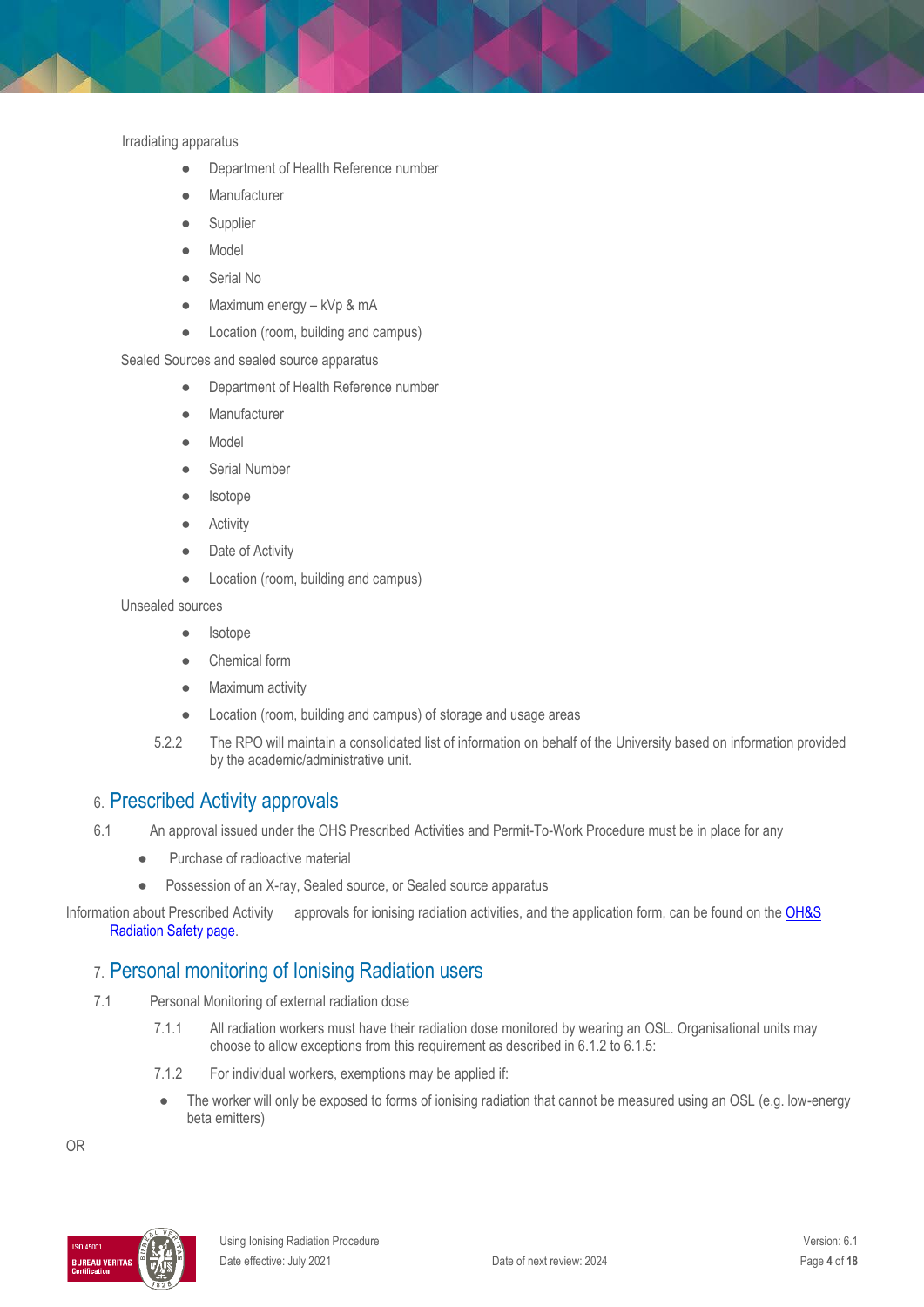Irradiating apparatus

- Department of Health Reference number
- Manufacturer
- Supplier
- Model
- Serial No
- Maximum energy – kVp & mA
- Location (room, building and campus)

Sealed Sources and sealed source apparatus

- Department of Health Reference number
- Manufacturer
- Model
- Serial Number
- Isotope
- Activity
- Date of Activity
- Location (room, building and campus)

Unsealed sources

- Isotope
- Chemical form
- Maximum activity
- Location (room, building and campus) of storage and usage areas

5.2.2 The RPO will maintain a consolidated list of information on behalf of the University based on information provided by the academic/administrative unit.

## 6. Prescribed Activity approvals

6.1 An approval issued under the OHS Prescribed Activities and Permit-To-Work Procedure must be in place for any

- Purchase of radioactive material
- Possession of an X-ray, Sealed source, or Sealed source apparatus

Information about Prescribed Activity approvals for ionising radiation activities, and the application form, can be found on the [OH&S Radiation Safety page](OH&S Radiation Safety page).

## 7. Personal monitoring of Ionising Radiation users

7.1 Personal Monitoring of external radiation dose

7.1.1 All radiation workers must have their radiation dose monitored by wearing an OSL. Organisational units may choose to allow exceptions from this requirement as described in 6.1.2 to 6.1.5:

7.1.2 For individual workers, exemptions may be applied if:

- The worker will only be exposed to forms of ionising radiation that cannot be measured using an OSL (e.g. low-energy beta emitters)

OR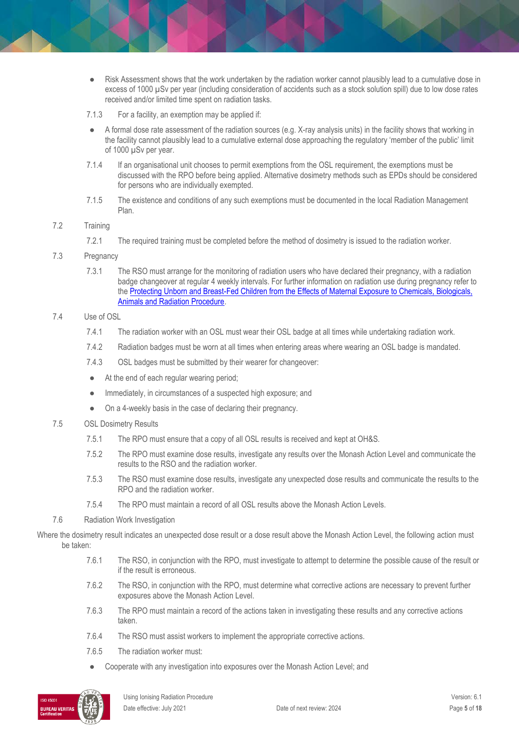- Risk Assessment shows that the work undertaken by the radiation worker cannot plausibly lead to a cumulative dose in excess of 1000 µSv per year (including consideration of accidents such as a stock solution spill) due to low dose rates received and/or limited time spent on radiation tasks.

7.1.3 For a facility, an exemption may be applied if:

- A formal dose rate assessment of the radiation sources (e.g. X-ray analysis units) in the facility shows that working in the facility cannot plausibly lead to a cumulative external dose approaching the regulatory 'member of the public' limit of 1000 µSv per year.

7.1.4 If an organisational unit chooses to permit exemptions from the OSL requirement, the exemptions must be discussed with the RPO before being applied. Alternative dosimetry methods such as EPDs should be considered for persons who are individually exempted.

7.1.5 The existence and conditions of any such exemptions must be documented in the local Radiation Management Plan.

## 7.2 Training

7.2.1 The required training must be completed before the method of dosimetry is issued to the radiation worker.

## 7.3 Pregnancy

7.3.1 The RSO must arrange for the monitoring of radiation users who have declared their pregnancy, with a radiation badge changeover at regular 4 weekly intervals. For further information on radiation use during pregnancy refer to the [Protecting Unborn and Breast-Fed Children from the Effects of Maternal Exposure to Chemicals, Biologicals, Animals and Radiation Procedure](#).

## 7.4 Use of OSL

7.4.1 The radiation worker with an OSL must wear their OSL badge at all times while undertaking radiation work.

7.4.2 Radiation badges must be worn at all times when entering areas where wearing an OSL badge is mandated.

7.4.3 OSL badges must be submitted by their wearer for changeover:

- At the end of each regular wearing period;
- Immediately, in circumstances of a suspected high exposure; and
- On a 4-weekly basis in the case of declaring their pregnancy.

## 7.5 OSL Dosimetry Results

7.5.1 The RPO must ensure that a copy of all OSL results is received and kept at OH&S.

7.5.2 The RPO must examine dose results, investigate any results over the Monash Action Level and communicate the results to the RSO and the radiation worker.

7.5.3 The RSO must examine dose results, investigate any unexpected dose results and communicate the results to the RPO and the radiation worker.

7.5.4 The RPO must maintain a record of all OSL results above the Monash Action Levels.

## 7.6 Radiation Work Investigation

Where the dosimetry result indicates an unexpected dose result or a dose result above the Monash Action Level, the following action must be taken:

7.6.1 The RSO, in conjunction with the RPO, must investigate to attempt to determine the possible cause of the result or if the result is erroneous.

7.6.2 The RSO, in conjunction with the RPO, must determine what corrective actions are necessary to prevent further exposures above the Monash Action Level.

7.6.3 The RPO must maintain a record of the actions taken in investigating these results and any corrective actions taken.

7.6.4 The RSO must assist workers to implement the appropriate corrective actions.

7.6.5 The radiation worker must:

- Cooperate with any investigation into exposures over the Monash Action Level; and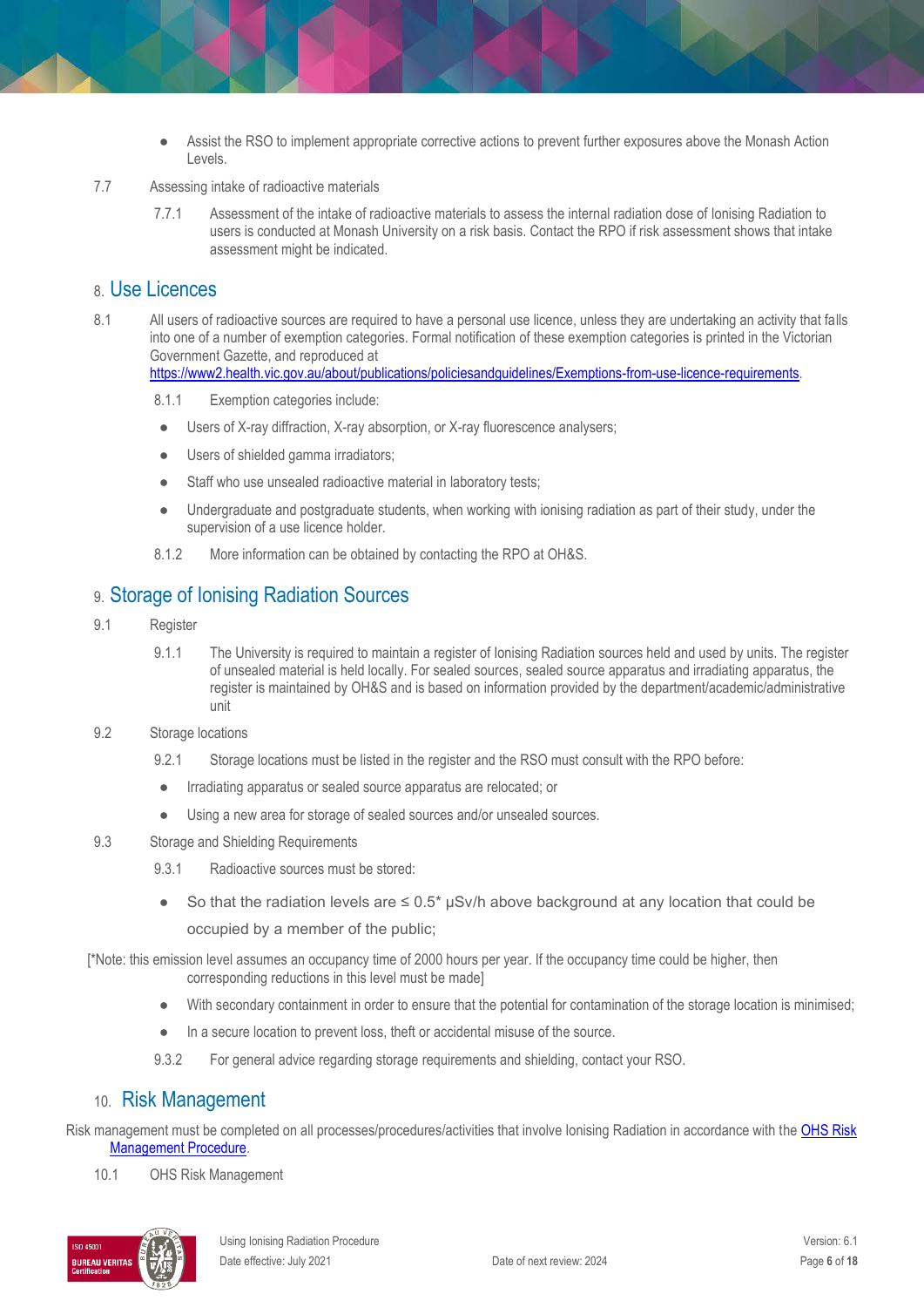- Assist the RSO to implement appropriate corrective actions to prevent further exposures above the Monash Action Levels.

7.7 Assessing intake of radioactive materials

7.7.1 Assessment of the intake of radioactive materials to assess the internal radiation dose of Ionising Radiation to users is conducted at Monash University on a risk basis. Contact the RPO if risk assessment shows that intake assessment might be indicated.

## 8. Use Licences

8.1 All users of radioactive sources are required to have a personal use licence, unless they are undertaking an activity that falls into one of a number of exemption categories. Formal notification of these exemption categories is printed in the Victorian Government Gazette, and reproduced at [https://www2.health.vic.gov.au/about/publications/policiesandguidelines/Exemptions-from-use-licence-requirements](https://www2.health.vic.gov.au/about/publications/policiesandguidelines/Exemptions-from-use-licence-requirements).

8.1.1 Exemption categories include:

- Users of X-ray diffraction, X-ray absorption, or X-ray fluorescence analysers;
- Users of shielded gamma irradiators;
- Staff who use unsealed radioactive material in laboratory tests;
- Undergraduate and postgraduate students, when working with ionising radiation as part of their study, under the supervision of a use licence holder.

8.1.2 More information can be obtained by contacting the RPO at OH&S.

## 9. Storage of Ionising Radiation Sources

9.1 Register

9.1.1 The University is required to maintain a register of Ionising Radiation sources held and used by units. The register of unsealed material is held locally. For sealed sources, sealed source apparatus and irradiating apparatus, the register is maintained by OH&S and is based on information provided by the department/academic/administrative unit

9.2 Storage locations

9.2.1 Storage locations must be listed in the register and the RSO must consult with the RPO before:

- Irradiating apparatus or sealed source apparatus are relocated; or
- Using a new area for storage of sealed sources and/or unsealed sources.

9.3 Storage and Shielding Requirements

9.3.1 Radioactive sources must be stored:

- So that the radiation levels are ≤ 0.5* μSv/h above background at any location that could be occupied by a member of the public;

[*Note: this emission level assumes an occupancy time of 2000 hours per year. If the occupancy time could be higher, then corresponding reductions in this level must be made]

- With secondary containment in order to ensure that the potential for contamination of the storage location is minimised;
- In a secure location to prevent loss, theft or accidental misuse of the source.

9.3.2 For general advice regarding storage requirements and shielding, contact your RSO.

## 10. Risk Management

Risk management must be completed on all processes/procedures/activities that involve Ionising Radiation in accordance with the [OHS Risk Management Procedure](OHS Risk Management Procedure).

10.1 OHS Risk Management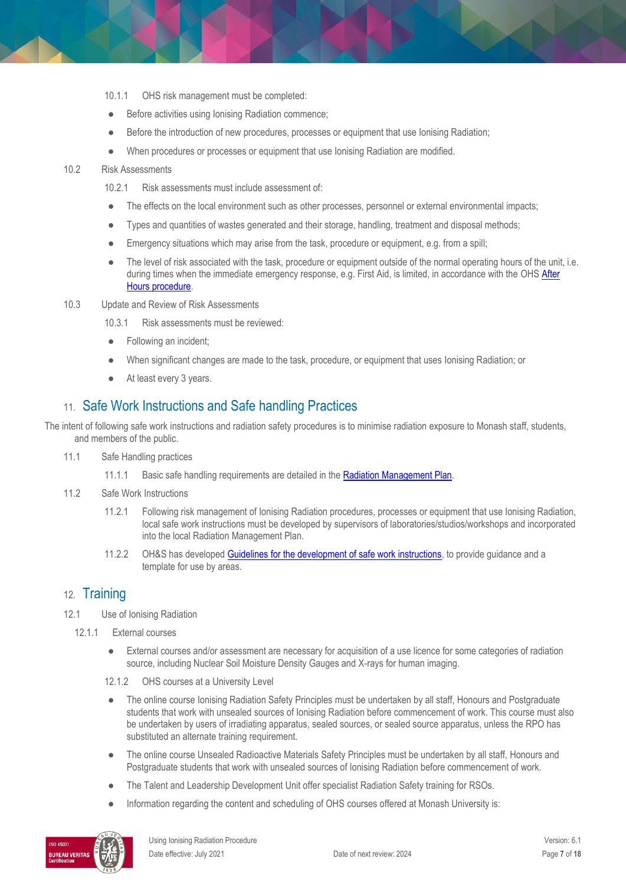10.1.1 OHS risk management must be completed:

- Before activities using Ionising Radiation commence;
- Before the introduction of new procedures, processes or equipment that use Ionising Radiation;
- When procedures or processes or equipment that use Ionising Radiation are modified.

10.2 Risk Assessments

10.2.1 Risk assessments must include assessment of:

- The effects on the local environment such as other processes, personnel or external environmental impacts;
- Types and quantities of wastes generated and their storage, handling, treatment and disposal methods;
- Emergency situations which may arise from the task, procedure or equipment, e.g. from a spill;
- The level of risk associated with the task, procedure or equipment outside of the normal operating hours of the unit, i.e. during times when the immediate emergency response, e.g. First Aid, is limited, in accordance with the OHS After Hours procedure.

10.3 Update and Review of Risk Assessments

10.3.1 Risk assessments must be reviewed:

- Following an incident;
- When significant changes are made to the task, procedure, or equipment that uses Ionising Radiation; or
- At least every 3 years.

## 11. Safe Work Instructions and Safe handling Practices

The intent of following safe work instructions and radiation safety procedures is to minimise radiation exposure to Monash staff, students, and members of the public.

11.1 Safe Handling practices

11.1.1 Basic safe handling requirements are detailed in the Radiation Management Plan.

11.2 Safe Work Instructions

11.2.1 Following risk management of Ionising Radiation procedures, processes or equipment that use Ionising Radiation, local safe work instructions must be developed by supervisors of laboratories/studios/workshops and incorporated into the local Radiation Management Plan.

11.2.2 OH&S has developed Guidelines for the development of safe work instructions, to provide guidance and a template for use by areas.

## 12. Training

12.1 Use of Ionising Radiation

12.1.1 External courses

- External courses and/or assessment are necessary for acquisition of a use licence for some categories of radiation source, including Nuclear Soil Moisture Density Gauges and X-rays for human imaging.

12.1.2 OHS courses at a University Level

- The online course Ionising Radiation Safety Principles must be undertaken by all staff, Honours and Postgraduate students that work with unsealed sources of Ionising Radiation before commencement of work. This course must also be undertaken by users of irradiating apparatus, sealed sources, or sealed source apparatus, unless the RPO has substituted an alternate training requirement.
- The online course Unsealed Radioactive Materials Safety Principles must be undertaken by all staff, Honours and Postgraduate students that work with unsealed sources of Ionising Radiation before commencement of work.
- The Talent and Leadership Development Unit offer specialist Radiation Safety training for RSOs.
- Information regarding the content and scheduling of OHS courses offered at Monash University is: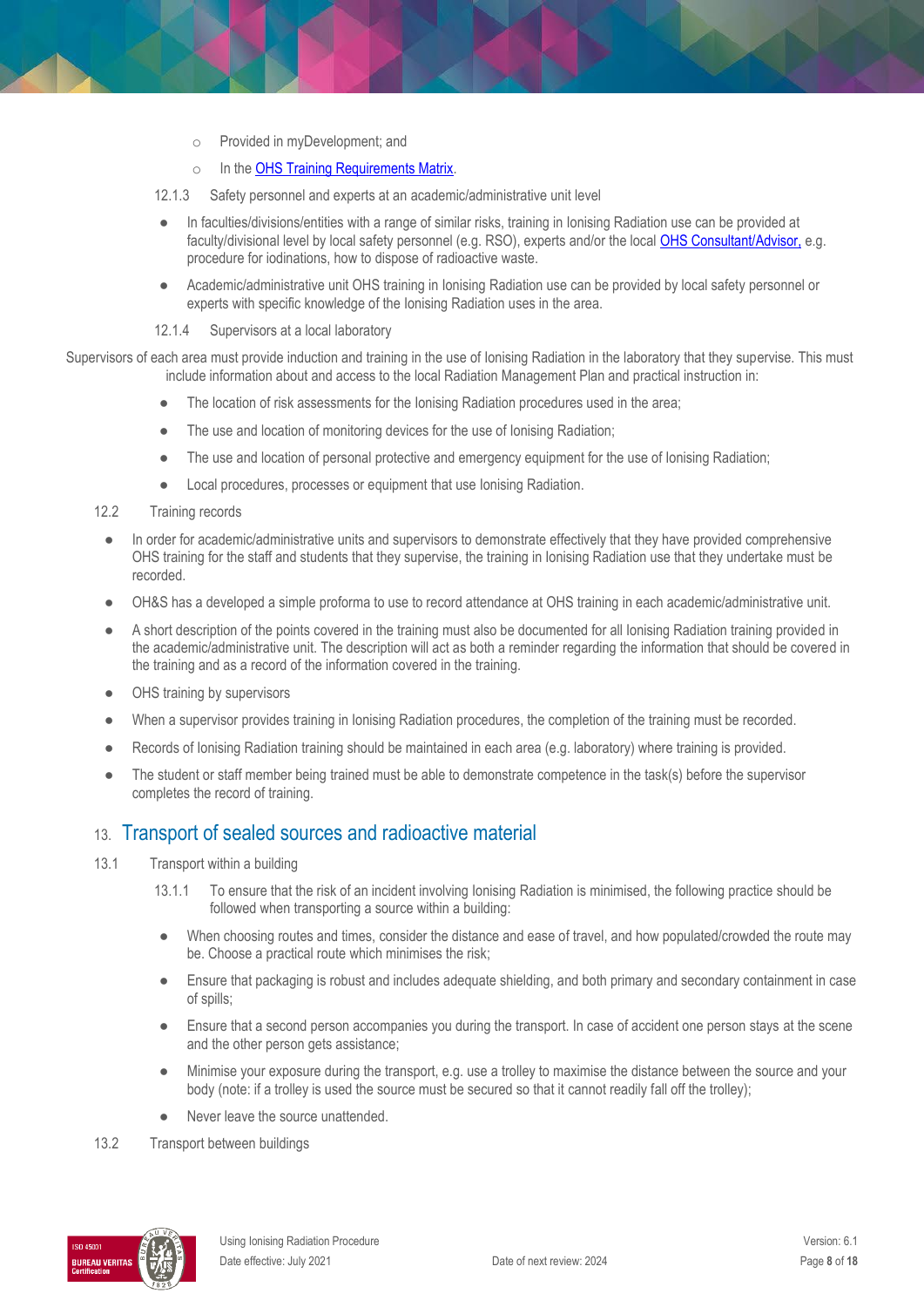- Provided in myDevelopment; and
- In the OHS Training Requirements Matrix.

12.1.3 Safety personnel and experts at an academic/administrative unit level

- In faculties/divisions/entities with a range of similar risks, training in Ionising Radiation use can be provided at faculty/divisional level by local safety personnel (e.g. RSO), experts and/or the local OHS Consultant/Advisor, e.g. procedure for iodinations, how to dispose of radioactive waste.
- Academic/administrative unit OHS training in Ionising Radiation use can be provided by local safety personnel or experts with specific knowledge of the Ionising Radiation uses in the area.

12.1.4 Supervisors at a local laboratory

Supervisors of each area must provide induction and training in the use of Ionising Radiation in the laboratory that they supervise. This must include information about and access to the local Radiation Management Plan and practical instruction in:

- The location of risk assessments for the Ionising Radiation procedures used in the area;
- The use and location of monitoring devices for the use of Ionising Radiation;
- The use and location of personal protective and emergency equipment for the use of Ionising Radiation;
- Local procedures, processes or equipment that use Ionising Radiation.

12.2 Training records

- In order for academic/administrative units and supervisors to demonstrate effectively that they have provided comprehensive OHS training for the staff and students that they supervise, the training in Ionising Radiation use that they undertake must be recorded.
- OH&S has a developed a simple proforma to use to record attendance at OHS training in each academic/administrative unit.
- A short description of the points covered in the training must also be documented for all Ionising Radiation training provided in the academic/administrative unit. The description will act as both a reminder regarding the information that should be covered in the training and as a record of the information covered in the training.
- OHS training by supervisors
- When a supervisor provides training in Ionising Radiation procedures, the completion of the training must be recorded.
- Records of Ionising Radiation training should be maintained in each area (e.g. laboratory) where training is provided.
- The student or staff member being trained must be able to demonstrate competence in the task(s) before the supervisor completes the record of training.

## 13. Transport of sealed sources and radioactive material

13.1 Transport within a building

13.1.1 To ensure that the risk of an incident involving Ionising Radiation is minimised, the following practice should be followed when transporting a source within a building:

- When choosing routes and times, consider the distance and ease of travel, and how populated/crowded the route may be. Choose a practical route which minimises the risk;
- Ensure that packaging is robust and includes adequate shielding, and both primary and secondary containment in case of spills;
- Ensure that a second person accompanies you during the transport. In case of accident one person stays at the scene and the other person gets assistance;
- Minimise your exposure during the transport, e.g. use a trolley to maximise the distance between the source and your body (note: if a trolley is used the source must be secured so that it cannot readily fall off the trolley);
- Never leave the source unattended.

13.2 Transport between buildings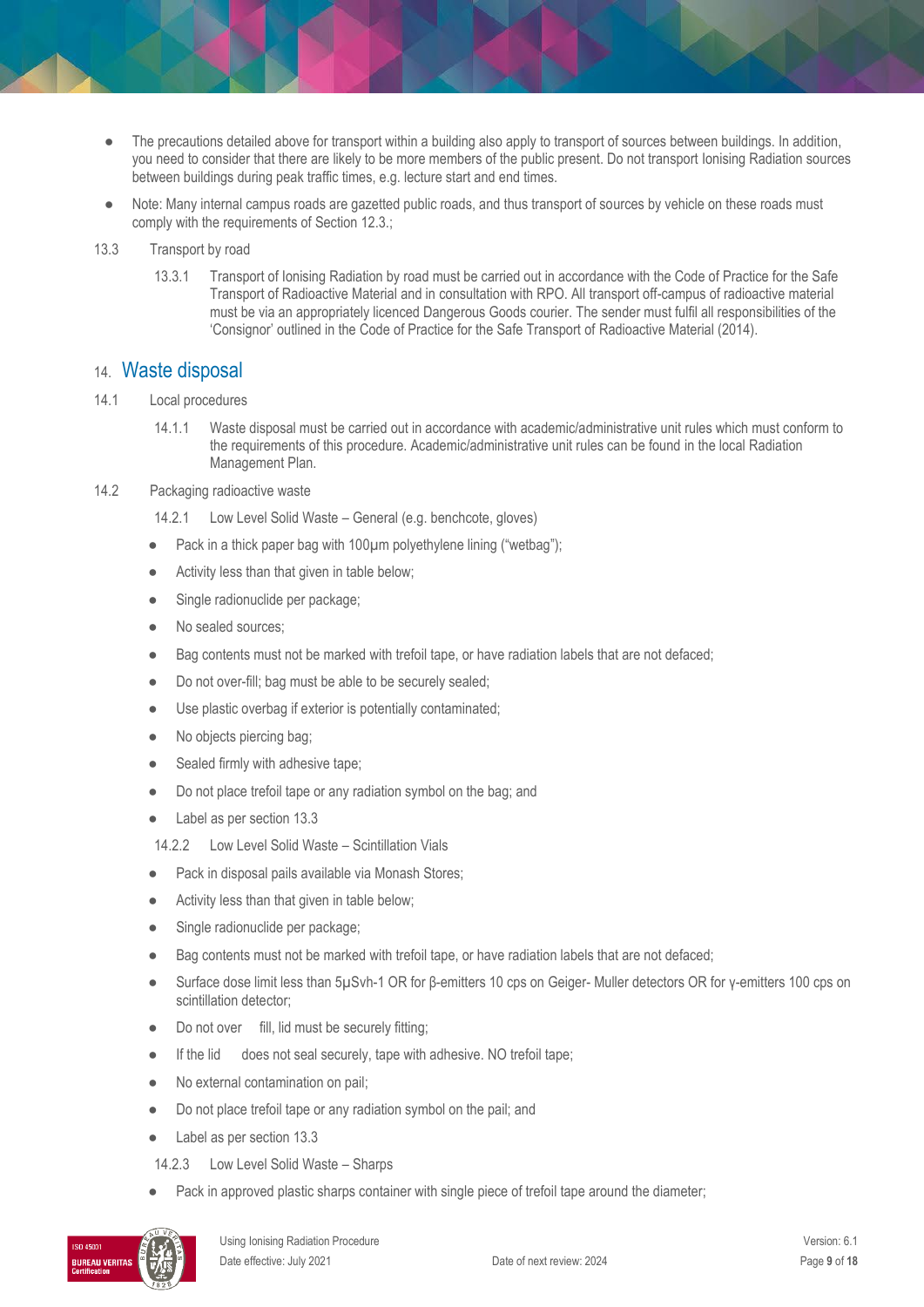- The precautions detailed above for transport within a building also apply to transport of sources between buildings. In addition, you need to consider that there are likely to be more members of the public present. Do not transport Ionising Radiation sources between buildings during peak traffic times, e.g. lecture start and end times.
- Note: Many internal campus roads are gazetted public roads, and thus transport of sources by vehicle on these roads must comply with the requirements of Section 12.3.;

13.3 Transport by road

13.3.1 Transport of Ionising Radiation by road must be carried out in accordance with the Code of Practice for the Safe Transport of Radioactive Material and in consultation with RPO. All transport off-campus of radioactive material must be via an appropriately licenced Dangerous Goods courier. The sender must fulfil all responsibilities of the 'Consignor' outlined in the Code of Practice for the Safe Transport of Radioactive Material (2014).

## 14. Waste disposal

14.1 Local procedures

14.1.1 Waste disposal must be carried out in accordance with academic/administrative unit rules which must conform to the requirements of this procedure. Academic/administrative unit rules can be found in the local Radiation Management Plan.

14.2 Packaging radioactive waste

14.2.1 Low Level Solid Waste – General (e.g. benchcote, gloves)

- Pack in a thick paper bag with 100μm polyethylene lining ("wetbag");
- Activity less than that given in table below;
- Single radionuclide per package;
- No sealed sources;
- Bag contents must not be marked with trefoil tape, or have radiation labels that are not defaced;
- Do not over-fill; bag must be able to be securely sealed;
- Use plastic overbag if exterior is potentially contaminated;
- No objects piercing bag;
- Sealed firmly with adhesive tape;
- Do not place trefoil tape or any radiation symbol on the bag; and
- Label as per section 13.3

14.2.2 Low Level Solid Waste – Scintillation Vials

- Pack in disposal pails available via Monash Stores;
- Activity less than that given in table below;
- Single radionuclide per package;
- Bag contents must not be marked with trefoil tape, or have radiation labels that are not defaced;
- Surface dose limit less than 5μSvh-1 OR for β-emitters 10 cps on Geiger- Muller detectors OR for γ-emitters 100 cps on scintillation detector;
- Do not over fill, lid must be securely fitting;
- If the lid does not seal securely, tape with adhesive. NO trefoil tape;
- No external contamination on pail;
- Do not place trefoil tape or any radiation symbol on the pail; and
- Label as per section 13.3

14.2.3 Low Level Solid Waste – Sharps

- Pack in approved plastic sharps container with single piece of trefoil tape around the diameter;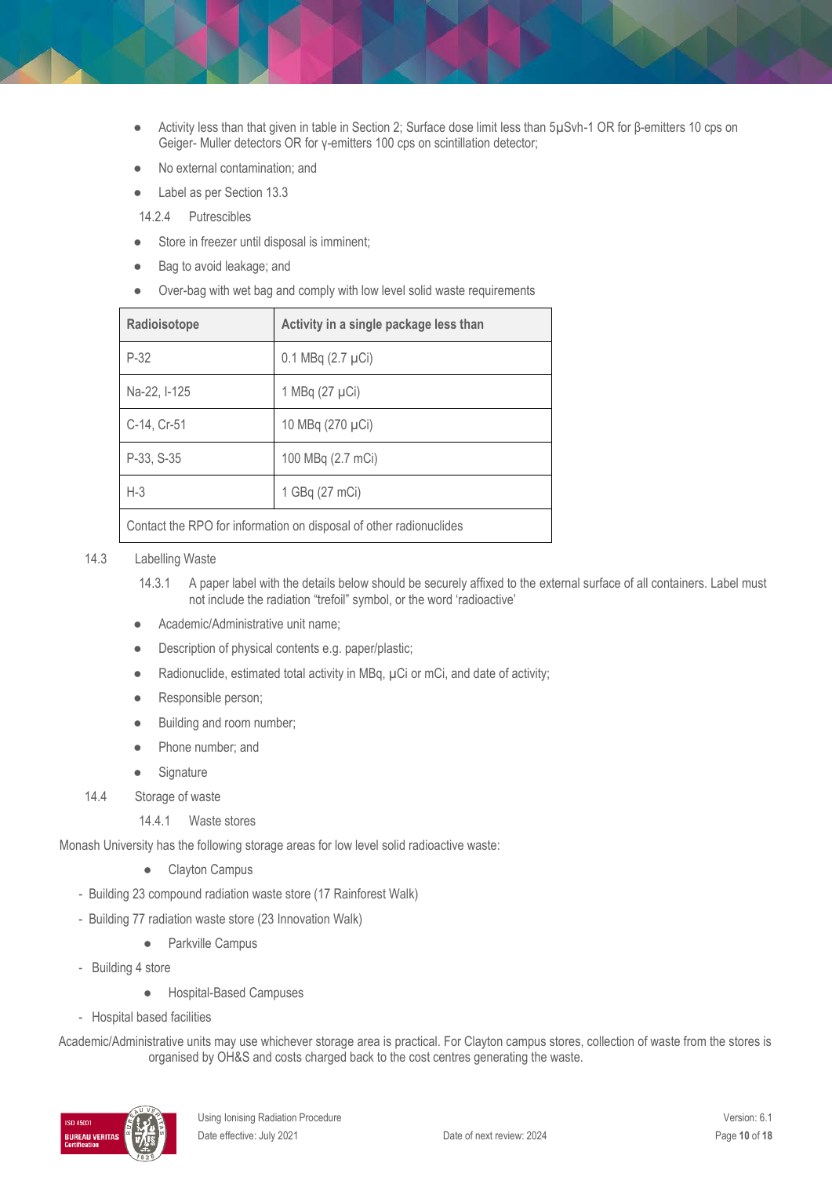- Activity less than that given in table in Section 2; Surface dose limit less than 5μSvh-1 OR for β-emitters 10 cps on Geiger- Muller detectors OR for γ-emitters 100 cps on scintillation detector;
- No external contamination; and
- Label as per Section 13.3

14.2.4 Putrescibles

- Store in freezer until disposal is imminent;
- Bag to avoid leakage; and
- Over-bag with wet bag and comply with low level solid waste requirements

| Radioisotope | Activity in a single package less than |
|---|---|
| P-32 | 0.1 MBq (2.7 μCi) |
| Na-22, I-125 | 1 MBq (27 μCi) |
| C-14, Cr-51 | 10 MBq (270 μCi) |
| P-33, S-35 | 100 MBq (2.7 mCi) |
| H-3 | 1 GBq (27 mCi) |
| Contact the RPO for information on disposal of other radionuclides | |

14.3 Labelling Waste

14.3.1 A paper label with the details below should be securely affixed to the external surface of all containers. Label must not include the radiation "trefoil" symbol, or the word 'radioactive'

- Academic/Administrative unit name;
- Description of physical contents e.g. paper/plastic;
- Radionuclide, estimated total activity in MBq, μCi or mCi, and date of activity;
- Responsible person;
- Building and room number;
- Phone number; and
- Signature

14.4 Storage of waste

14.4.1 Waste stores

Monash University has the following storage areas for low level solid radioactive waste:

- Clayton Campus
  - Building 23 compound radiation waste store (17 Rainforest Walk)
  - Building 77 radiation waste store (23 Innovation Walk)
- Parkville Campus
  - Building 4 store
- Hospital-Based Campuses
  - Hospital based facilities

Academic/Administrative units may use whichever storage area is practical. For Clayton campus stores, collection of waste from the stores is organised by OH&S and costs charged back to the cost centres generating the waste.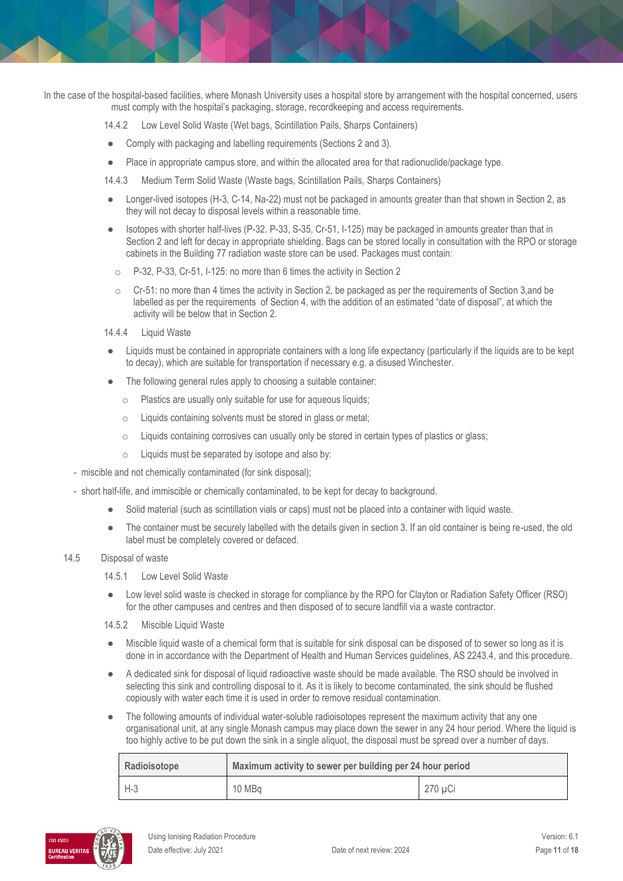In the case of the hospital-based facilities, where Monash University uses a hospital store by arrangement with the hospital concerned, users must comply with the hospital's packaging, storage, recordkeeping and access requirements.

#### 14.4.2 Low Level Solid Waste (Wet bags, Scintillation Pails, Sharps Containers)

- Comply with packaging and labelling requirements (Sections 2 and 3).
- Place in appropriate campus store, and within the allocated area for that radionuclide/package type.

#### 14.4.3 Medium Term Solid Waste (Waste bags, Scintillation Pails, Sharps Containers)

- Longer-lived isotopes (H-3, C-14, Na-22) must not be packaged in amounts greater than that shown in Section 2, as they will not decay to disposal levels within a reasonable time.
- Isotopes with shorter half-lives (P-32. P-33, S-35, Cr-51, I-125) may be packaged in amounts greater than that in Section 2 and left for decay in appropriate shielding. Bags can be stored locally in consultation with the RPO or storage cabinets in the Building 77 radiation waste store can be used. Packages must contain:
  - P-32, P-33, Cr-51, I-125: no more than 6 times the activity in Section 2
  - Cr-51: no more than 4 times the activity in Section 2, be packaged as per the requirements of Section 3,and be labelled as per the requirements of Section 4, with the addition of an estimated "date of disposal", at which the activity will be below that in Section 2.

#### 14.4.4 Liquid Waste

- Liquids must be contained in appropriate containers with a long life expectancy (particularly if the liquids are to be kept to decay), which are suitable for transportation if necessary e.g. a disused Winchester.
- The following general rules apply to choosing a suitable container:
  - Plastics are usually only suitable for use for aqueous liquids;
  - Liquids containing solvents must be stored in glass or metal;
  - Liquids containing corrosives can usually only be stored in certain types of plastics or glass;
  - Liquids must be separated by isotope and also by:

- miscible and not chemically contaminated (for sink disposal);
- short half-life, and immiscible or chemically contaminated, to be kept for decay to background.

- Solid material (such as scintillation vials or caps) must not be placed into a container with liquid waste.
- The container must be securely labelled with the details given in section 3. If an old container is being re-used, the old label must be completely covered or defaced.

### 14.5 Disposal of waste

#### 14.5.1 Low Level Solid Waste

- Low level solid waste is checked in storage for compliance by the RPO for Clayton or Radiation Safety Officer (RSO) for the other campuses and centres and then disposed of to secure landfill via a waste contractor.

#### 14.5.2 Miscible Liquid Waste

- Miscible liquid waste of a chemical form that is suitable for sink disposal can be disposed of to sewer so long as it is done in in accordance with the Department of Health and Human Services guidelines, AS 2243.4, and this procedure.
- A dedicated sink for disposal of liquid radioactive waste should be made available. The RSO should be involved in selecting this sink and controlling disposal to it. As it is likely to become contaminated, the sink should be flushed copiously with water each time it is used in order to remove residual contamination.
- The following amounts of individual water-soluble radioisotopes represent the maximum activity that any one organisational unit, at any single Monash campus may place down the sewer in any 24 hour period. Where the liquid is too highly active to be put down the sink in a single aliquot, the disposal must be spread over a number of days.

| Radioisotope | Maximum activity to sewer per building per 24 hour period | |
|---|---|---|
| H-3 | 10 MBq | 270 µCi |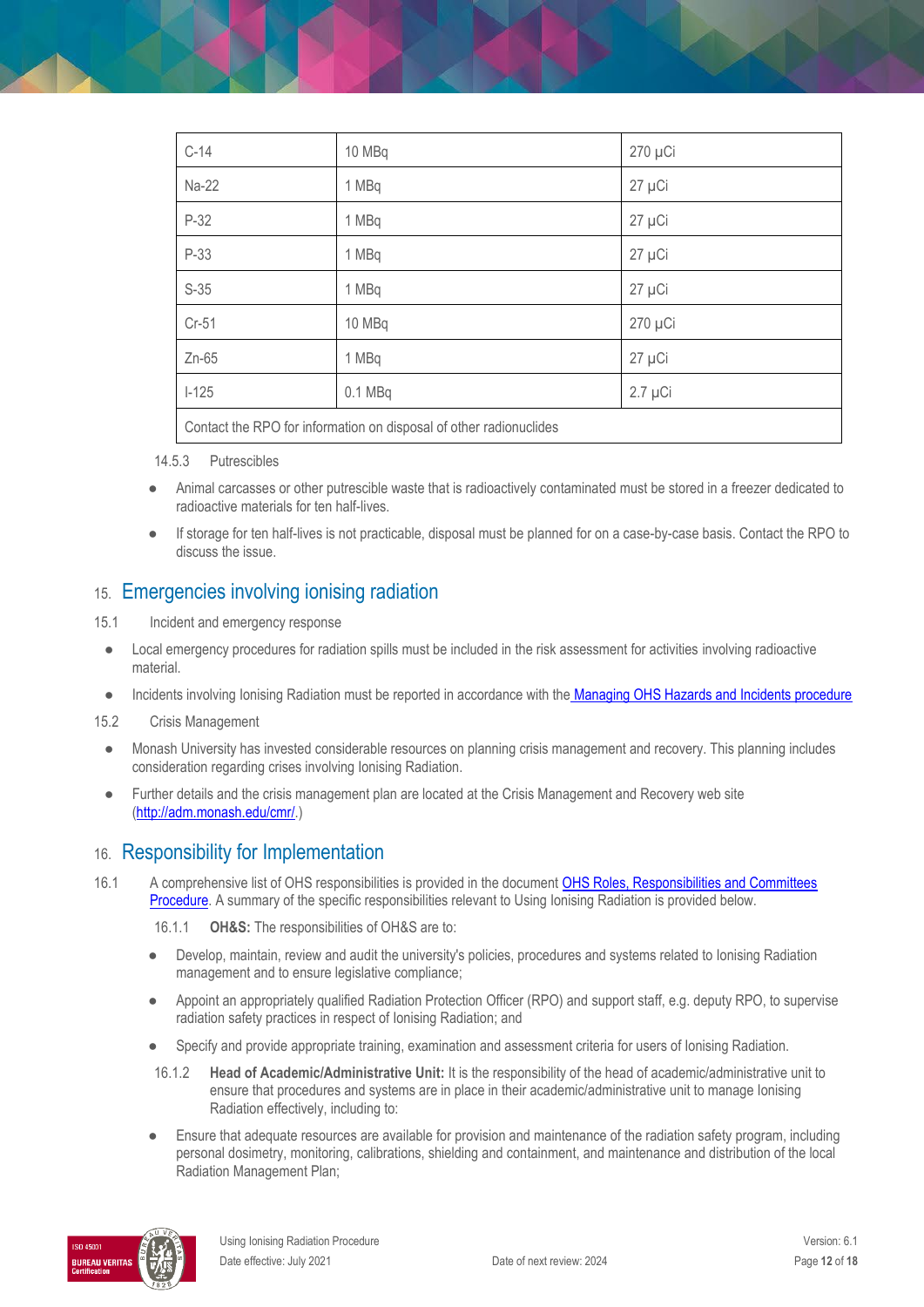| C-14 | 10 MBq | 270 µCi |
|---|---|---|
| Na-22 | 1 MBq | 27 µCi |
| P-32 | 1 MBq | 27 µCi |
| P-33 | 1 MBq | 27 µCi |
| S-35 | 1 MBq | 27 µCi |
| Cr-51 | 10 MBq | 270 µCi |
| Zn-65 | 1 MBq | 27 µCi |
| I-125 | 0.1 MBq | 2.7 µCi |
| Contact the RPO for information on disposal of other radionuclides | | |

14.5.3 Putrescibles

- Animal carcasses or other putrescible waste that is radioactively contaminated must be stored in a freezer dedicated to radioactive materials for ten half-lives.
- If storage for ten half-lives is not practicable, disposal must be planned for on a case-by-case basis. Contact the RPO to discuss the issue.

## 15. Emergencies involving ionising radiation

15.1 Incident and emergency response

- Local emergency procedures for radiation spills must be included in the risk assessment for activities involving radioactive material.
- Incidents involving Ionising Radiation must be reported in accordance with the Managing OHS Hazards and Incidents procedure

15.2 Crisis Management

- Monash University has invested considerable resources on planning crisis management and recovery. This planning includes consideration regarding crises involving Ionising Radiation.
- Further details and the crisis management plan are located at the Crisis Management and Recovery web site (http://adm.monash.edu/cmr/.)

## 16. Responsibility for Implementation

16.1 A comprehensive list of OHS responsibilities is provided in the document OHS Roles, Responsibilities and Committees Procedure. A summary of the specific responsibilities relevant to Using Ionising Radiation is provided below.

16.1.1 **OH&S:** The responsibilities of OH&S are to:

- Develop, maintain, review and audit the university's policies, procedures and systems related to Ionising Radiation management and to ensure legislative compliance;
- Appoint an appropriately qualified Radiation Protection Officer (RPO) and support staff, e.g. deputy RPO, to supervise radiation safety practices in respect of Ionising Radiation; and
- Specify and provide appropriate training, examination and assessment criteria for users of Ionising Radiation.

16.1.2 **Head of Academic/Administrative Unit:** It is the responsibility of the head of academic/administrative unit to ensure that procedures and systems are in place in their academic/administrative unit to manage Ionising Radiation effectively, including to:

- Ensure that adequate resources are available for provision and maintenance of the radiation safety program, including personal dosimetry, monitoring, calibrations, shielding and containment, and maintenance and distribution of the local Radiation Management Plan;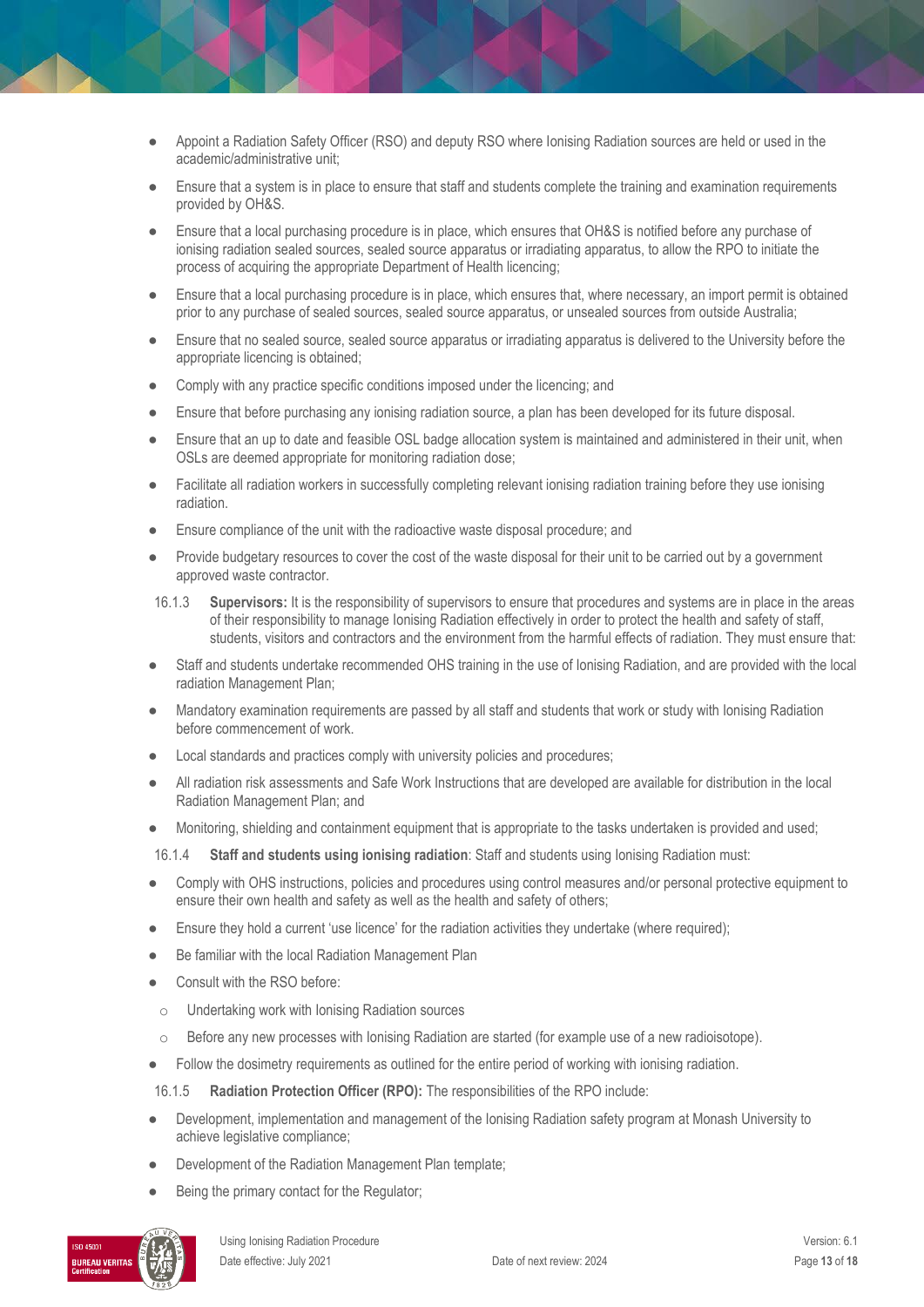- Appoint a Radiation Safety Officer (RSO) and deputy RSO where Ionising Radiation sources are held or used in the academic/administrative unit;
- Ensure that a system is in place to ensure that staff and students complete the training and examination requirements provided by OH&S.
- Ensure that a local purchasing procedure is in place, which ensures that OH&S is notified before any purchase of ionising radiation sealed sources, sealed source apparatus or irradiating apparatus, to allow the RPO to initiate the process of acquiring the appropriate Department of Health licencing;
- Ensure that a local purchasing procedure is in place, which ensures that, where necessary, an import permit is obtained prior to any purchase of sealed sources, sealed source apparatus, or unsealed sources from outside Australia;
- Ensure that no sealed source, sealed source apparatus or irradiating apparatus is delivered to the University before the appropriate licencing is obtained;
- Comply with any practice specific conditions imposed under the licencing; and
- Ensure that before purchasing any ionising radiation source, a plan has been developed for its future disposal.
- Ensure that an up to date and feasible OSL badge allocation system is maintained and administered in their unit, when OSLs are deemed appropriate for monitoring radiation dose;
- Facilitate all radiation workers in successfully completing relevant ionising radiation training before they use ionising radiation.
- Ensure compliance of the unit with the radioactive waste disposal procedure; and
- Provide budgetary resources to cover the cost of the waste disposal for their unit to be carried out by a government approved waste contractor.

16.1.3 **Supervisors:** It is the responsibility of supervisors to ensure that procedures and systems are in place in the areas of their responsibility to manage Ionising Radiation effectively in order to protect the health and safety of staff, students, visitors and contractors and the environment from the harmful effects of radiation. They must ensure that:

- Staff and students undertake recommended OHS training in the use of Ionising Radiation, and are provided with the local radiation Management Plan;
- Mandatory examination requirements are passed by all staff and students that work or study with Ionising Radiation before commencement of work.
- Local standards and practices comply with university policies and procedures;
- All radiation risk assessments and Safe Work Instructions that are developed are available for distribution in the local Radiation Management Plan; and
- Monitoring, shielding and containment equipment that is appropriate to the tasks undertaken is provided and used;

16.1.4 **Staff and students using ionising radiation**: Staff and students using Ionising Radiation must:

- Comply with OHS instructions, policies and procedures using control measures and/or personal protective equipment to ensure their own health and safety as well as the health and safety of others;
- Ensure they hold a current 'use licence' for the radiation activities they undertake (where required);
- Be familiar with the local Radiation Management Plan
- Consult with the RSO before:
  - Undertaking work with Ionising Radiation sources
  - Before any new processes with Ionising Radiation are started (for example use of a new radioisotope).
- Follow the dosimetry requirements as outlined for the entire period of working with ionising radiation.

16.1.5 **Radiation Protection Officer (RPO):** The responsibilities of the RPO include:

- Development, implementation and management of the Ionising Radiation safety program at Monash University to achieve legislative compliance;
- Development of the Radiation Management Plan template;
- Being the primary contact for the Regulator;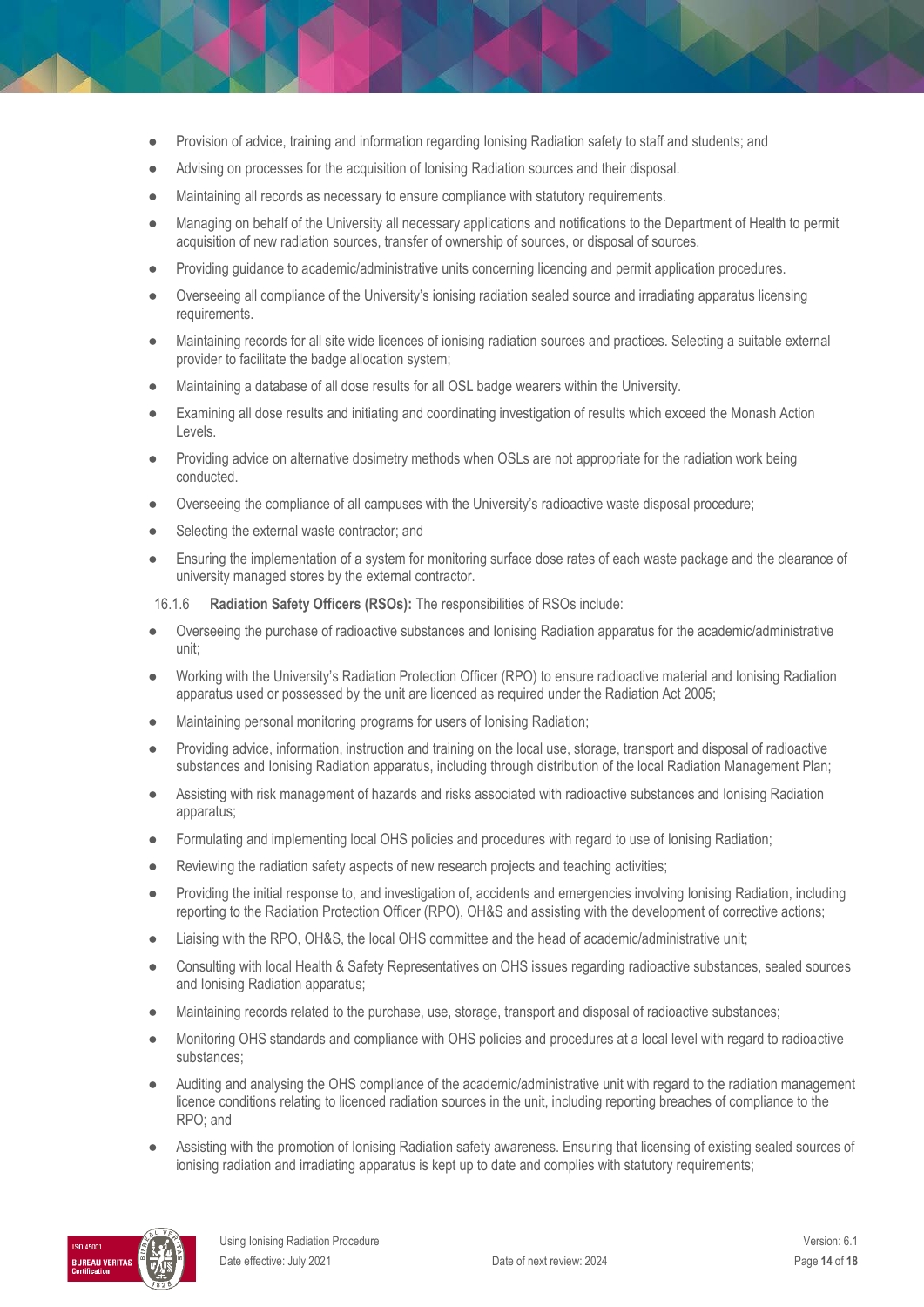- Provision of advice, training and information regarding Ionising Radiation safety to staff and students; and
- Advising on processes for the acquisition of Ionising Radiation sources and their disposal.
- Maintaining all records as necessary to ensure compliance with statutory requirements.
- Managing on behalf of the University all necessary applications and notifications to the Department of Health to permit acquisition of new radiation sources, transfer of ownership of sources, or disposal of sources.
- Providing guidance to academic/administrative units concerning licencing and permit application procedures.
- Overseeing all compliance of the University's ionising radiation sealed source and irradiating apparatus licensing requirements.
- Maintaining records for all site wide licences of ionising radiation sources and practices. Selecting a suitable external provider to facilitate the badge allocation system;
- Maintaining a database of all dose results for all OSL badge wearers within the University.
- Examining all dose results and initiating and coordinating investigation of results which exceed the Monash Action Levels.
- Providing advice on alternative dosimetry methods when OSLs are not appropriate for the radiation work being conducted.
- Overseeing the compliance of all campuses with the University's radioactive waste disposal procedure;
- Selecting the external waste contractor; and
- Ensuring the implementation of a system for monitoring surface dose rates of each waste package and the clearance of university managed stores by the external contractor.

16.1.6 **Radiation Safety Officers (RSOs):** The responsibilities of RSOs include:

- Overseeing the purchase of radioactive substances and Ionising Radiation apparatus for the academic/administrative unit;
- Working with the University's Radiation Protection Officer (RPO) to ensure radioactive material and Ionising Radiation apparatus used or possessed by the unit are licenced as required under the Radiation Act 2005;
- Maintaining personal monitoring programs for users of Ionising Radiation;
- Providing advice, information, instruction and training on the local use, storage, transport and disposal of radioactive substances and Ionising Radiation apparatus, including through distribution of the local Radiation Management Plan;
- Assisting with risk management of hazards and risks associated with radioactive substances and Ionising Radiation apparatus;
- Formulating and implementing local OHS policies and procedures with regard to use of Ionising Radiation;
- Reviewing the radiation safety aspects of new research projects and teaching activities;
- Providing the initial response to, and investigation of, accidents and emergencies involving Ionising Radiation, including reporting to the Radiation Protection Officer (RPO), OH&S and assisting with the development of corrective actions;
- Liaising with the RPO, OH&S, the local OHS committee and the head of academic/administrative unit;
- Consulting with local Health & Safety Representatives on OHS issues regarding radioactive substances, sealed sources and Ionising Radiation apparatus;
- Maintaining records related to the purchase, use, storage, transport and disposal of radioactive substances;
- Monitoring OHS standards and compliance with OHS policies and procedures at a local level with regard to radioactive substances;
- Auditing and analysing the OHS compliance of the academic/administrative unit with regard to the radiation management licence conditions relating to licenced radiation sources in the unit, including reporting breaches of compliance to the RPO; and
- Assisting with the promotion of Ionising Radiation safety awareness. Ensuring that licensing of existing sealed sources of ionising radiation and irradiating apparatus is kept up to date and complies with statutory requirements;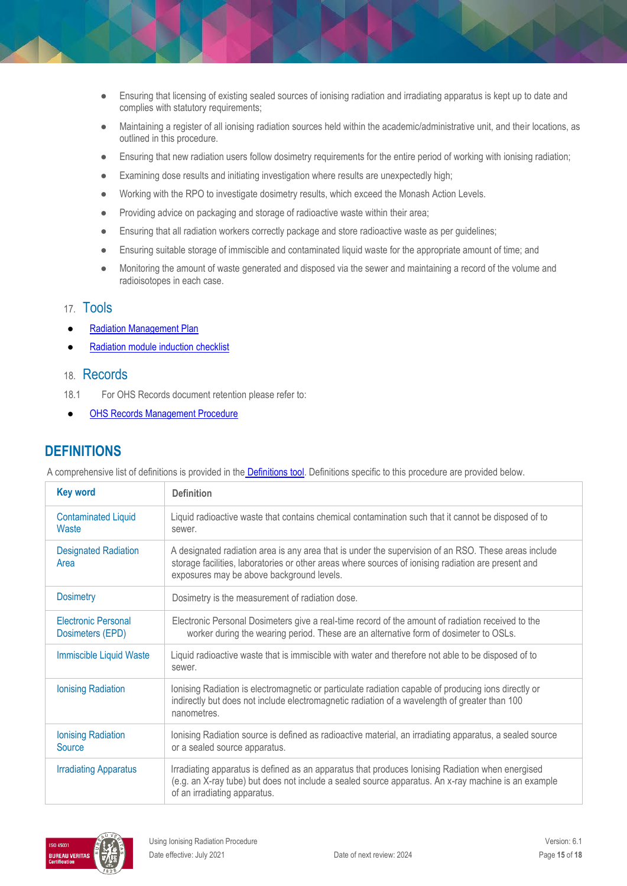- Ensuring that licensing of existing sealed sources of ionising radiation and irradiating apparatus is kept up to date and complies with statutory requirements;
- Maintaining a register of all ionising radiation sources held within the academic/administrative unit, and their locations, as outlined in this procedure.
- Ensuring that new radiation users follow dosimetry requirements for the entire period of working with ionising radiation;
- Examining dose results and initiating investigation where results are unexpectedly high;
- Working with the RPO to investigate dosimetry results, which exceed the Monash Action Levels.
- Providing advice on packaging and storage of radioactive waste within their area;
- Ensuring that all radiation workers correctly package and store radioactive waste as per guidelines;
- Ensuring suitable storage of immiscible and contaminated liquid waste for the appropriate amount of time; and
- Monitoring the amount of waste generated and disposed via the sewer and maintaining a record of the volume and radioisotopes in each case.

## 17. Tools

- Radiation Management Plan
- Radiation module induction checklist

## 18. Records

18.1 For OHS Records document retention please refer to:

- OHS Records Management Procedure

# DEFINITIONS

A comprehensive list of definitions is provided in the Definitions tool. Definitions specific to this procedure are provided below.

| Key word | Definition |
|---|---|
| Contaminated Liquid Waste | Liquid radioactive waste that contains chemical contamination such that it cannot be disposed of to sewer. |
| Designated Radiation Area | A designated radiation area is any area that is under the supervision of an RSO. These areas include storage facilities, laboratories or other areas where sources of ionising radiation are present and exposures may be above background levels. |
| Dosimetry | Dosimetry is the measurement of radiation dose. |
| Electronic Personal Dosimeters (EPD) | Electronic Personal Dosimeters give a real-time record of the amount of radiation received to the worker during the wearing period. These are an alternative form of dosimeter to OSLs. |
| Immiscible Liquid Waste | Liquid radioactive waste that is immiscible with water and therefore not able to be disposed of to sewer. |
| Ionising Radiation | Ionising Radiation is electromagnetic or particulate radiation capable of producing ions directly or indirectly but does not include electromagnetic radiation of a wavelength of greater than 100 nanometres. |
| Ionising Radiation Source | Ionising Radiation source is defined as radioactive material, an irradiating apparatus, a sealed source or a sealed source apparatus. |
| Irradiating Apparatus | Irradiating apparatus is defined as an apparatus that produces Ionising Radiation when energised (e.g. an X-ray tube) but does not include a sealed source apparatus. An x-ray machine is an example of an irradiating apparatus. |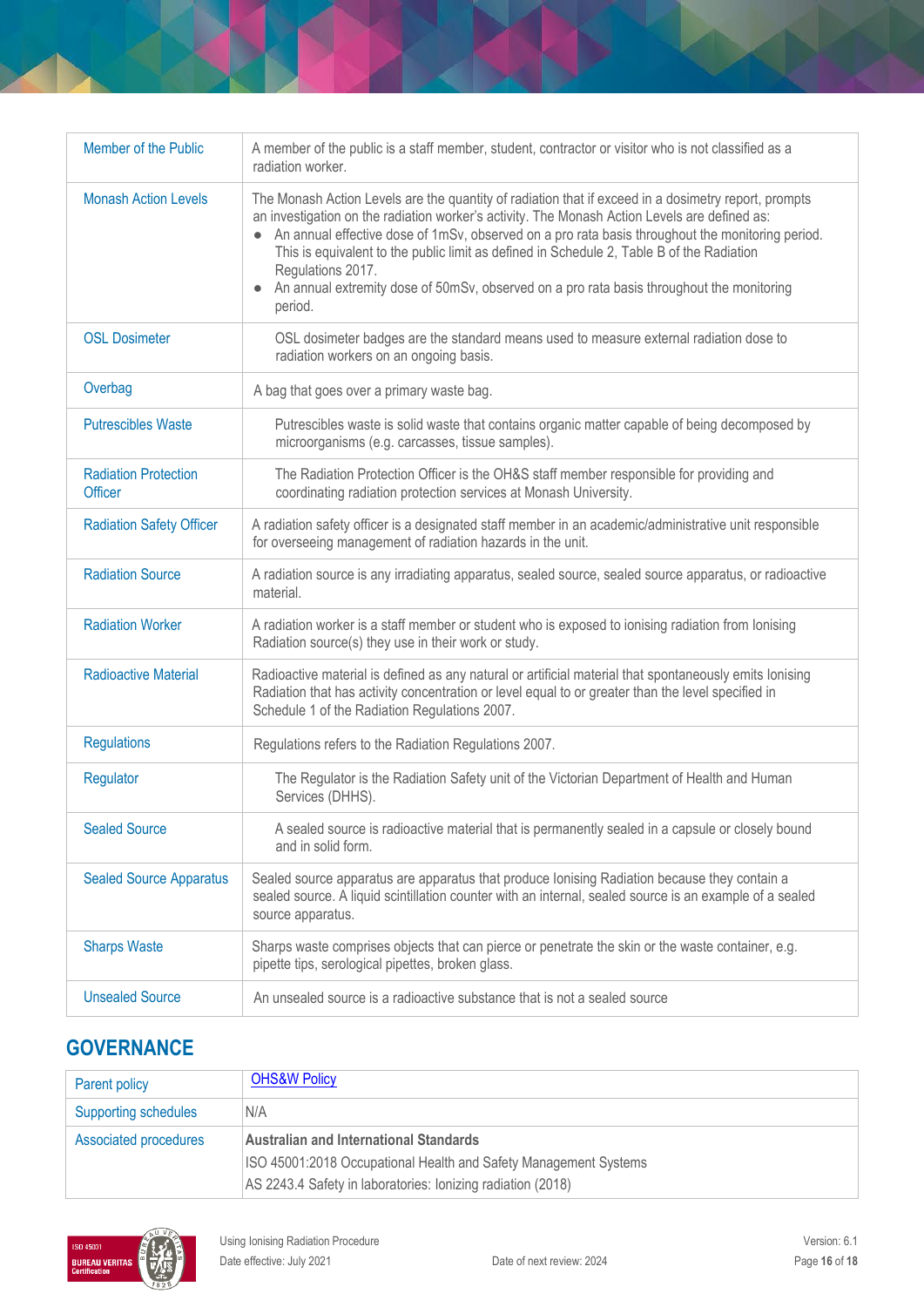| | |
|---|---|
| Member of the Public | A member of the public is a staff member, student, contractor or visitor who is not classified as a radiation worker. |
| Monash Action Levels | The Monash Action Levels are the quantity of radiation that if exceed in a dosimetry report, prompts an investigation on the radiation worker's activity. The Monash Action Levels are defined as: <br>● An annual effective dose of 1mSv, observed on a pro rata basis throughout the monitoring period. This is equivalent to the public limit as defined in Schedule 2, Table B of the Radiation Regulations 2017. <br>● An annual extremity dose of 50mSv, observed on a pro rata basis throughout the monitoring period. |
| OSL Dosimeter | OSL dosimeter badges are the standard means used to measure external radiation dose to radiation workers on an ongoing basis. |
| Overbag | A bag that goes over a primary waste bag. |
| Putrescibles Waste | Putrescibles waste is solid waste that contains organic matter capable of being decomposed by microorganisms (e.g. carcasses, tissue samples). |
| Radiation Protection Officer | The Radiation Protection Officer is the OH&S staff member responsible for providing and coordinating radiation protection services at Monash University. |
| Radiation Safety Officer | A radiation safety officer is a designated staff member in an academic/administrative unit responsible for overseeing management of radiation hazards in the unit. |
| Radiation Source | A radiation source is any irradiating apparatus, sealed source, sealed source apparatus, or radioactive material. |
| Radiation Worker | A radiation worker is a staff member or student who is exposed to ionising radiation from Ionising Radiation source(s) they use in their work or study. |
| Radioactive Material | Radioactive material is defined as any natural or artificial material that spontaneously emits Ionising Radiation that has activity concentration or level equal to or greater than the level specified in Schedule 1 of the Radiation Regulations 2007. |
| Regulations | Regulations refers to the Radiation Regulations 2007. |
| Regulator | The Regulator is the Radiation Safety unit of the Victorian Department of Health and Human Services (DHHS). |
| Sealed Source | A sealed source is radioactive material that is permanently sealed in a capsule or closely bound and in solid form. |
| Sealed Source Apparatus | Sealed source apparatus are apparatus that produce Ionising Radiation because they contain a sealed source. A liquid scintillation counter with an internal, sealed source is an example of a sealed source apparatus. |
| Sharps Waste | Sharps waste comprises objects that can pierce or penetrate the skin or the waste container, e.g. pipette tips, serological pipettes, broken glass. |
| Unsealed Source | An unsealed source is a radioactive substance that is not a sealed source |

## GOVERNANCE

| | |
|---|---|
| Parent policy | OHS&W Policy |
| Supporting schedules | N/A |
| Associated procedures | **Australian and International Standards** <br>ISO 45001:2018 Occupational Health and Safety Management Systems <br>AS 2243.4 Safety in laboratories: Ionizing radiation (2018) |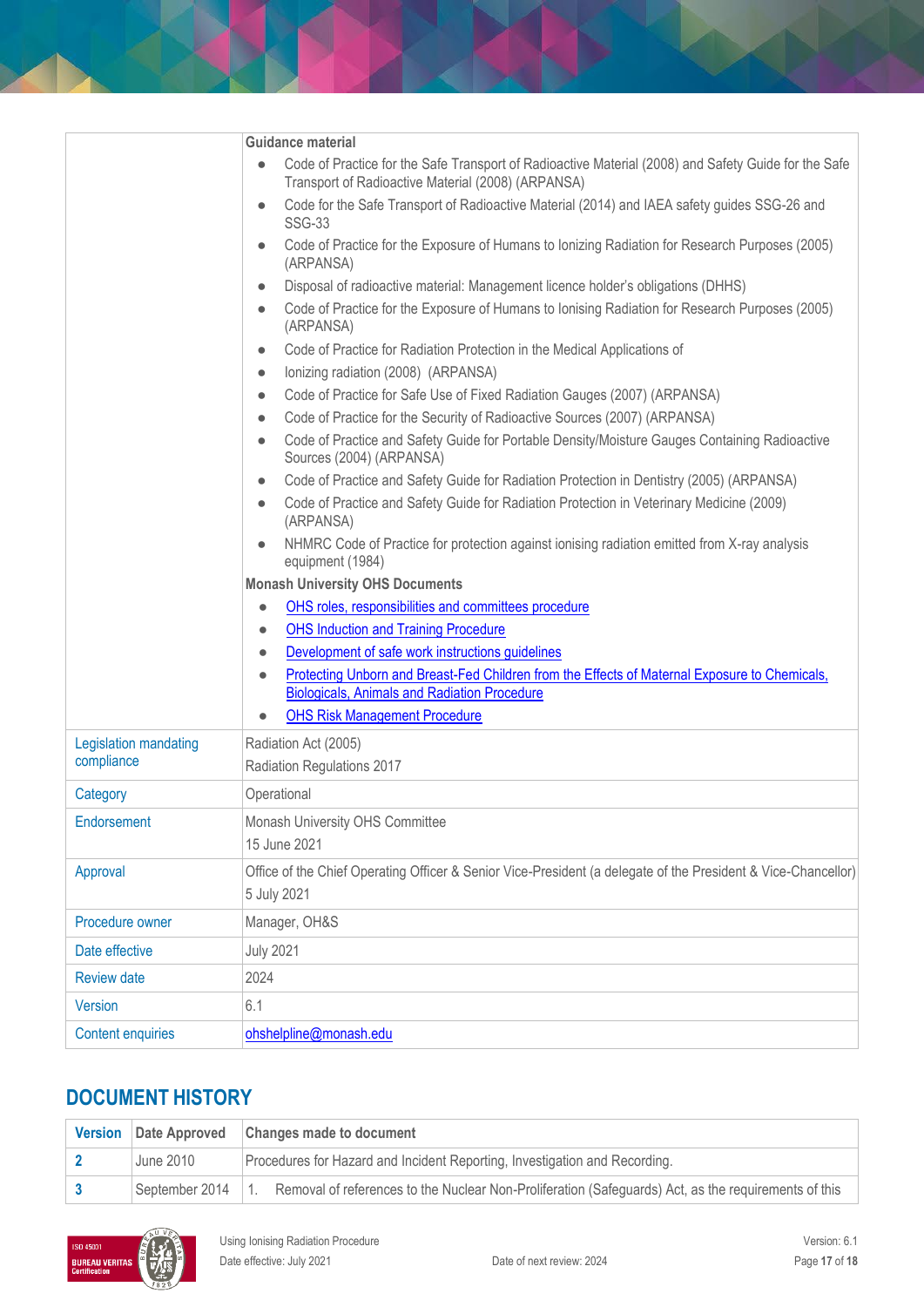| | |
|---|---|
| | **Guidance material**<br>• Code of Practice for the Safe Transport of Radioactive Material (2008) and Safety Guide for the Safe Transport of Radioactive Material (2008) (ARPANSA)<br>• Code for the Safe Transport of Radioactive Material (2014) and IAEA safety guides SSG-26 and SSG-33<br>• Code of Practice for the Exposure of Humans to Ionizing Radiation for Research Purposes (2005) (ARPANSA)<br>• Disposal of radioactive material: Management licence holder's obligations (DHHS)<br>• Code of Practice for the Exposure of Humans to Ionising Radiation for Research Purposes (2005) (ARPANSA)<br>• Code of Practice for Radiation Protection in the Medical Applications of<br>• Ionizing radiation (2008) (ARPANSA)<br>• Code of Practice for Safe Use of Fixed Radiation Gauges (2007) (ARPANSA)<br>• Code of Practice for the Security of Radioactive Sources (2007) (ARPANSA)<br>• Code of Practice and Safety Guide for Portable Density/Moisture Gauges Containing Radioactive Sources (2004) (ARPANSA)<br>• Code of Practice and Safety Guide for Radiation Protection in Dentistry (2005) (ARPANSA)<br>• Code of Practice and Safety Guide for Radiation Protection in Veterinary Medicine (2009) (ARPANSA)<br>• NHMRC Code of Practice for protection against ionising radiation emitted from X-ray analysis equipment (1984)<br>**Monash University OHS Documents**<br>• OHS roles, responsibilities and committees procedure<br>• OHS Induction and Training Procedure<br>• Development of safe work instructions guidelines<br>• Protecting Unborn and Breast-Fed Children from the Effects of Maternal Exposure to Chemicals, Biologicals, Animals and Radiation Procedure<br>• OHS Risk Management Procedure |
| Legislation mandating compliance | Radiation Act (2005)<br>Radiation Regulations 2017 |
| Category | Operational |
| Endorsement | Monash University OHS Committee<br>15 June 2021 |
| Approval | Office of the Chief Operating Officer & Senior Vice-President (a delegate of the President & Vice-Chancellor)<br>5 July 2021 |
| Procedure owner | Manager, OH&S |
| Date effective | July 2021 |
| Review date | 2024 |
| Version | 6.1 |
| Content enquiries | ohshelpline@monash.edu |

## DOCUMENT HISTORY

| Version | Date Approved | Changes made to document |
|---|---|---|
| 2 | June 2010 | Procedures for Hazard and Incident Reporting, Investigation and Recording. |
| 3 | September 2014 | 1. Removal of references to the Nuclear Non-Proliferation (Safeguards) Act, as the requirements of this |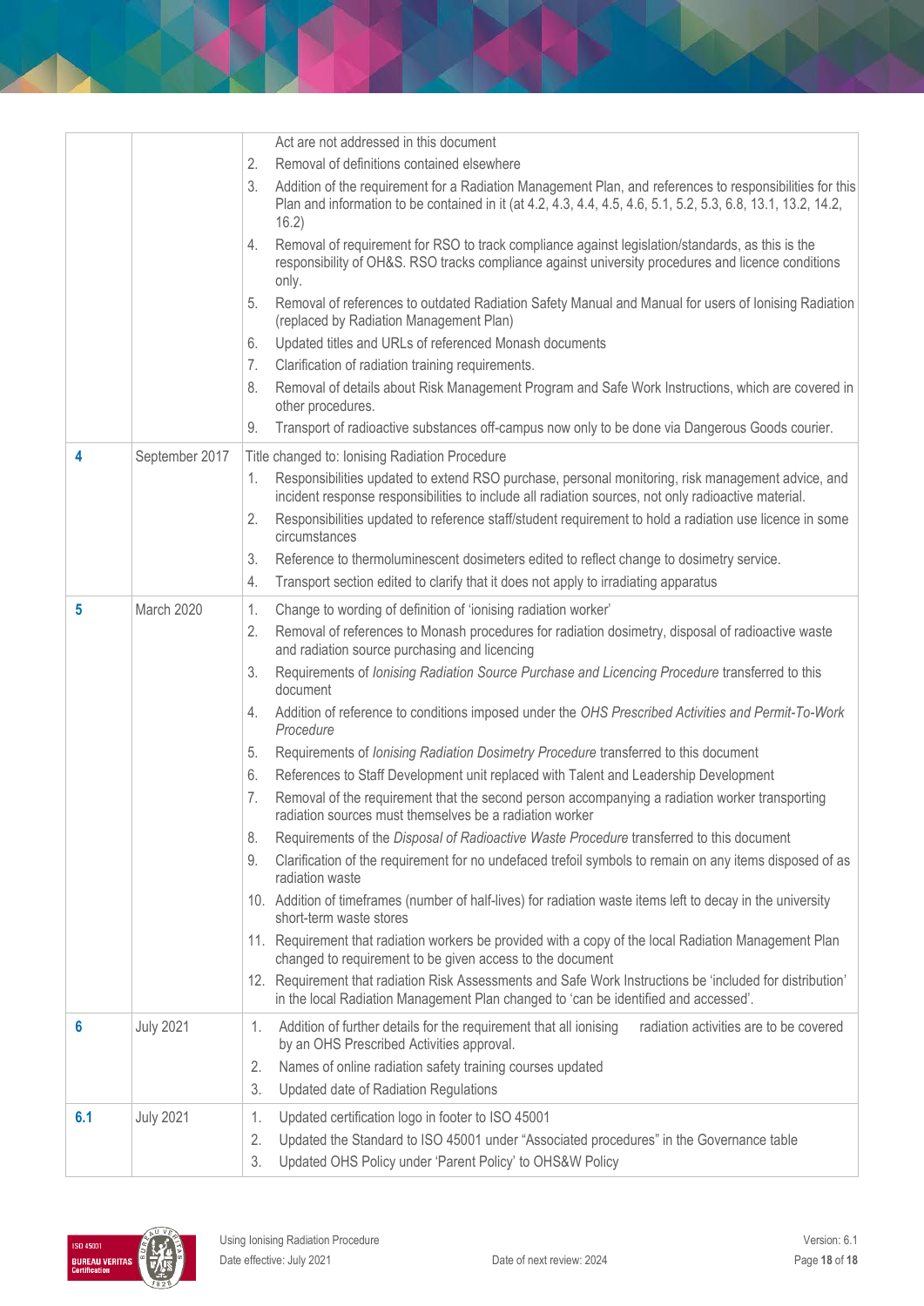| | | |
|---|---|---|
| | | Act are not addressed in this document<br>2. Removal of definitions contained elsewhere<br>3. Addition of the requirement for a Radiation Management Plan, and references to responsibilities for this Plan and information to be contained in it (at 4.2, 4.3, 4.4, 4.5, 4.6, 5.1, 5.2, 5.3, 6.8, 13.1, 13.2, 14.2, 16.2)<br>4. Removal of requirement for RSO to track compliance against legislation/standards, as this is the responsibility of OH&S. RSO tracks compliance against university procedures and licence conditions only.<br>5. Removal of references to outdated Radiation Safety Manual and Manual for users of Ionising Radiation (replaced by Radiation Management Plan)<br>6. Updated titles and URLs of referenced Monash documents<br>7. Clarification of radiation training requirements.<br>8. Removal of details about Risk Management Program and Safe Work Instructions, which are covered in other procedures.<br>9. Transport of radioactive substances off-campus now only to be done via Dangerous Goods courier. |
| **4** | September 2017 | Title changed to: Ionising Radiation Procedure<br>1. Responsibilities updated to extend RSO purchase, personal monitoring, risk management advice, and incident response responsibilities to include all radiation sources, not only radioactive material.<br>2. Responsibilities updated to reference staff/student requirement to hold a radiation use licence in some circumstances<br>3. Reference to thermoluminescent dosimeters edited to reflect change to dosimetry service.<br>4. Transport section edited to clarify that it does not apply to irradiating apparatus |
| **5** | March 2020 | 1. Change to wording of definition of 'ionising radiation worker'<br>2. Removal of references to Monash procedures for radiation dosimetry, disposal of radioactive waste and radiation source purchasing and licencing<br>3. Requirements of *Ionising Radiation Source Purchase and Licencing Procedure* transferred to this document<br>4. Addition of reference to conditions imposed under the *OHS Prescribed Activities and Permit-To-Work Procedure*<br>5. Requirements of *Ionising Radiation Dosimetry Procedure* transferred to this document<br>6. References to Staff Development unit replaced with Talent and Leadership Development<br>7. Removal of the requirement that the second person accompanying a radiation worker transporting radiation sources must themselves be a radiation worker<br>8. Requirements of the *Disposal of Radioactive Waste Procedure* transferred to this document<br>9. Clarification of the requirement for no undefaced trefoil symbols to remain on any items disposed of as radiation waste<br>10. Addition of timeframes (number of half-lives) for radiation waste items left to decay in the university short-term waste stores<br>11. Requirement that radiation workers be provided with a copy of the local Radiation Management Plan changed to requirement to be given access to the document<br>12. Requirement that radiation Risk Assessments and Safe Work Instructions be 'included for distribution' in the local Radiation Management Plan changed to 'can be identified and accessed'. |
| **6** | July 2021 | 1. Addition of further details for the requirement that all ionising radiation activities are to be covered by an OHS Prescribed Activities approval.<br>2. Names of online radiation safety training courses updated<br>3. Updated date of Radiation Regulations |
| **6.1** | July 2021 | 1. Updated certification logo in footer to ISO 45001<br>2. Updated the Standard to ISO 45001 under "Associated procedures" in the Governance table<br>3. Updated OHS Policy under 'Parent Policy' to OHS&W Policy |